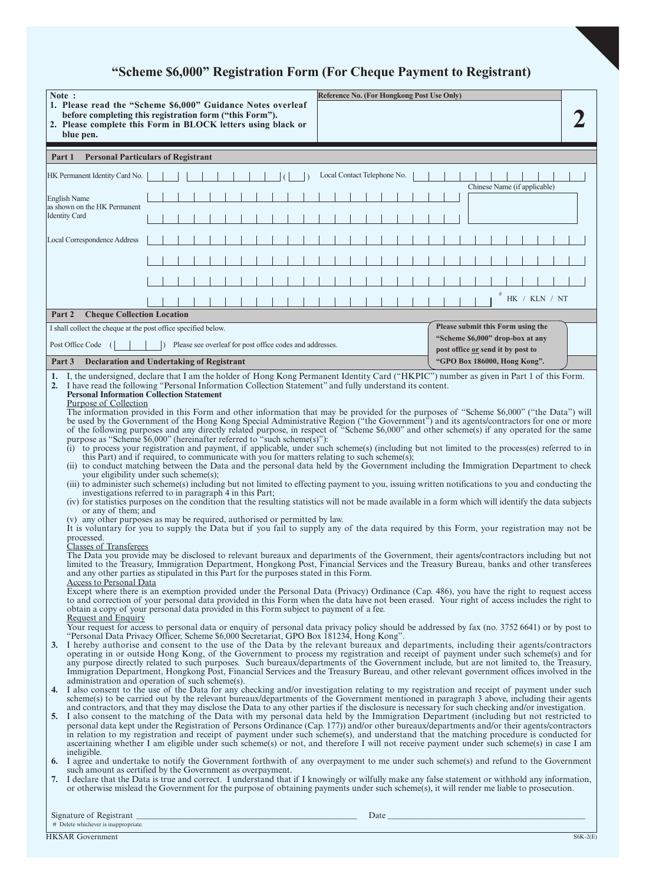# "Scheme $6,000" Registration Form (For Cheque Payment to Registrant)

**Note :**

1. **Please read the "Scheme $6,000" Guidance Notes overleaf before completing this registration form ("this Form").**
2. **Please complete this Form in BLOCK letters using black or blue pen.**

**Reference No. (For Hongkong Post Use Only)**

**2**

## Part 1 Personal Particulars of Registrant

HK Permanent Identity Card No. ( )

Local Contact Telephone No.

English Name as shown on the HK Permanent Identity Card

Chinese Name (if applicable)

Local Correspondence Address

[#] HK / KLN / NT

## Part 2 Cheque Collection Location

I shall collect the cheque at the post office specified below.

Post Office Code ( ) Please see overleaf for post office codes and addresses.

**Please submit this Form using the "Scheme $6,000" drop-box at any post office or send it by post to "GPO Box 186000, Hong Kong".**

## Part 3 Declaration and Undertaking of Registrant

1. I, the undersigned, declare that I am the holder of Hong Kong Permanent Identity Card ("HKPIC") number as given in Part 1 of this Form.
2. I have read the following "Personal Information Collection Statement" and fully understand its content.

   **Personal Information Collection Statement**

   Purpose of Collection

   The information provided in this Form and other information that may be provided for the purposes of "Scheme $6,000" ("the Data") will be used by the Government of the Hong Kong Special Administrative Region ("the Government") and its agents/contractors for one or more of the following purposes and any directly related purpose, in respect of "Scheme $6,000" and other scheme(s) if any operated for the same purpose as "Scheme $6,000" (hereinafter referred to "such scheme(s)"):

   (i) to process your registration and payment, if applicable, under such scheme(s) (including but not limited to the process(es) referred to in this Part) and if required, to communicate with you for matters relating to such scheme(s);

   (ii) to conduct matching between the Data and the personal data held by the Government including the Immigration Department to check your eligibility under such scheme(s);

   (iii) to administer such scheme(s) including but not limited to effecting payment to you, issuing written notifications to you and conducting the investigations referred to in paragraph 4 in this Part;

   (iv) for statistics purposes on the condition that the resulting statistics will not be made available in a form which will identify the data subjects or any of them; and

   (v) any other purposes as may be required, authorised or permitted by law.

   It is voluntary for you to supply the Data but if you fail to supply any of the data required by this Form, your registration may not be processed.

   Classes of Transferees

   The Data you provide may be disclosed to relevant bureaux and departments of the Government, their agents/contractors including but not limited to the Treasury, Immigration Department, Hongkong Post, Financial Services and the Treasury Bureau, banks and other transferees and any other parties as stipulated in this Part for the purposes stated in this Form.

   Access to Personal Data

   Except where there is an exemption provided under the Personal Data (Privacy) Ordinance (Cap. 486), you have the right to request access to and correction of your personal data provided in this Form when the data have not been erased. Your right of access includes the right to obtain a copy of your personal data provided in this Form subject to payment of a fee.

   Request and Enquiry

   Your request for access to personal data or enquiry of personal data privacy policy should be addressed by fax (no. 3752 6641) or by post to "Personal Data Privacy Officer, Scheme $6,000 Secretariat, GPO Box 181234, Hong Kong".

3. I hereby authorise and consent to the use of the Data by the relevant bureaux and departments, including their agents/contractors operating in or outside Hong Kong, of the Government to process my registration and receipt of payment under such scheme(s) and for any purpose directly related to such purposes. Such bureaux/departments of the Government include, but are not limited to, the Treasury, Immigration Department, Hongkong Post, Financial Services and the Treasury Bureau, and other relevant government offices involved in the administration and operation of such scheme(s).
4. I also consent to the use of the Data for any checking and/or investigation relating to my registration and receipt of payment under such scheme(s) to be carried out by the relevant bureaux/departments of the Government mentioned in paragraph 3 above, including their agents and contractors, and that they may disclose the Data to any other parties if the disclosure is necessary for such checking and/or investigation.
5. I also consent to the matching of the Data with my personal data held by the Immigration Department (including but not restricted to personal data kept under the Registration of Persons Ordinance (Cap. 177)) and/or other bureaux/departments and/or their agents/contractors in relation to my registration and receipt of payment under such scheme(s), and understand that the matching procedure is conducted for ascertaining whether I am eligible under such scheme(s) or not, and therefore I will not receive payment under such scheme(s) in case I am ineligible.
6. I agree and undertake to notify the Government forthwith of any overpayment to me under such scheme(s) and refund to the Government such amount as certified by the Government as overpayment.
7. I declare that the Data is true and correct. I understand that if I knowingly or wilfully make any false statement or withhold any information, or otherwise mislead the Government for the purpose of obtaining payments under such scheme(s), it will render me liable to prosecution.

Signature of Registrant ______________________ Date ______________________

[#] Delete whichever is inappropriate.

HKSAR Government

S6K-2(E)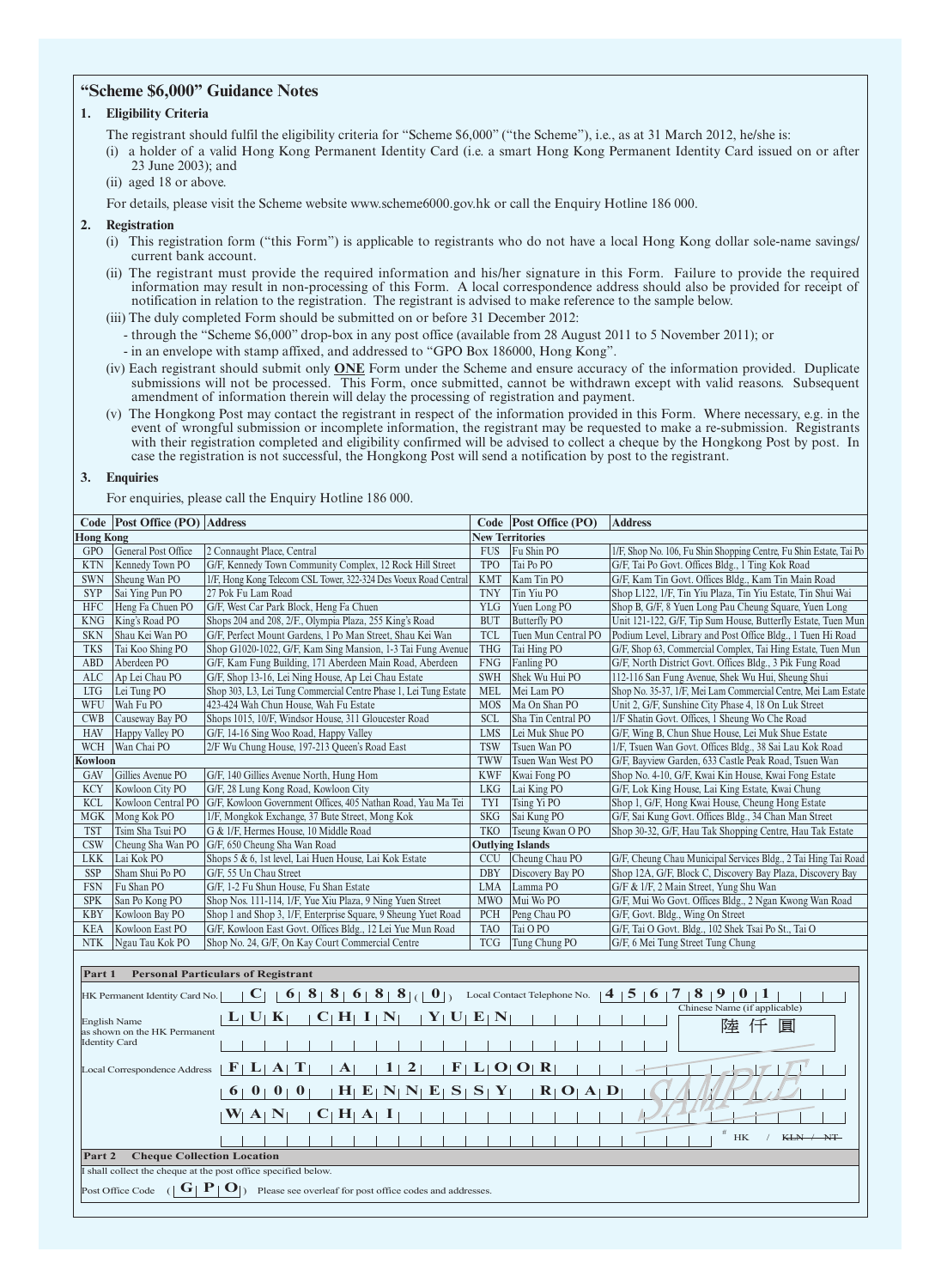## "Scheme $6,000" Guidance Notes

### 1. Eligibility Criteria

The registrant should fulfil the eligibility criteria for "Scheme $6,000" ("the Scheme"), i.e., as at 31 March 2012, he/she is:

(i) a holder of a valid Hong Kong Permanent Identity Card (i.e. a smart Hong Kong Permanent Identity Card issued on or after 23 June 2003); and

(ii) aged 18 or above.

For details, please visit the Scheme website www.scheme6000.gov.hk or call the Enquiry Hotline 186 000.

### 2. Registration

(i) This registration form ("this Form") is applicable to registrants who do not have a local Hong Kong dollar sole-name savings/ current bank account.

(ii) The registrant must provide the required information and his/her signature in this Form. Failure to provide the required information may result in non-processing of this Form. A local correspondence address should also be provided for receipt of notification in relation to the registration. The registrant is advised to make reference to the sample below.

(iii) The duly completed Form should be submitted on or before 31 December 2012:
- through the "Scheme $6,000" drop-box in any post office (available from 28 August 2011 to 5 November 2011); or
- in an envelope with stamp affixed, and addressed to "GPO Box 186000, Hong Kong".

(iv) Each registrant should submit only **ONE** Form under the Scheme and ensure accuracy of the information provided. Duplicate submissions will not be processed. This Form, once submitted, cannot be withdrawn except with valid reasons. Subsequent amendment of information therein will delay the processing of registration and payment.

(v) The Hongkong Post may contact the registrant in respect of the information provided in this Form. Where necessary, e.g. in the event of wrongful submission or incomplete information, the registrant may be requested to make a re-submission. Registrants with their registration completed and eligibility confirmed will be advised to collect a cheque by the Hongkong Post by post. In case the registration is not successful, the Hongkong Post will send a notification by post to the registrant.

### 3. Enquiries

For enquiries, please call the Enquiry Hotline 186 000.

| Code | Post Office (PO) | Address | Code | Post Office (PO) | Address |
|---|---|---|---|---|---|
| **Hong Kong** | | | **New Territories** | | |
| GPO | General Post Office | 2 Connaught Place, Central | FUS | Fu Shin PO | 1/F, Shop No. 106, Fu Shin Shopping Centre, Fu Shin Estate, Tai Po |
| KTN | Kennedy Town PO | G/F, Kennedy Town Community Complex, 12 Rock Hill Street | TPO | Tai Po PO | G/F, Tai Po Govt. Offices Bldg., 1 Ting Kok Road |
| SWN | Sheung Wan PO | 1/F, Hong Kong Telecom CSL Tower, 322-324 Des Voeux Road Central | KMT | Kam Tin PO | G/F, Kam Tin Govt. Offices Bldg., Kam Tin Main Road |
| SYP | Sai Ying Pun PO | 27 Pok Fu Lam Road | TNY | Tin Yiu PO | Shop L122, 1/F, Tin Yiu Plaza, Tin Yiu Estate, Tin Shui Wai |
| HFC | Heng Fa Chuen PO | G/F, West Car Park Block, Heng Fa Chuen | YLG | Yuen Long PO | Shop B, G/F, 8 Yuen Long Pau Cheung Square, Yuen Long |
| KNG | King's Road PO | Shops 204 and 208, 2/F., Olympia Plaza, 255 King's Road | BUT | Butterfly PO | Unit 121-122, G/F, Tip Sum House, Butterfly Estate, Tuen Mun |
| SKN | Shau Kei Wan PO | G/F, Perfect Mount Gardens, 1 Po Man Street, Shau Kei Wan | TCL | Tuen Mun Central PO | Podium Level, Library and Post Office Bldg., 1 Tuen Hi Road |
| TKS | Tai Koo Shing PO | Shop G1020-1022, G/F, Kam Sing Mansion, 1-3 Tai Fung Avenue | THG | Tai Hing PO | G/F, Shop 63, Commercial Complex, Tai Hing Estate, Tuen Mun |
| ABD | Aberdeen PO | G/F, Kam Fung Building, 171 Aberdeen Main Road, Aberdeen | FNG | Fanling PO | G/F, North District Govt. Offices Bldg., 3 Pik Fung Road |
| ALC | Ap Lei Chau PO | G/F, Shop 13-16, Lei Ning House, Ap Lei Chau Estate | SWH | Shek Wu Hui PO | 112-116 San Fung Avenue, Shek Wu Hui, Sheung Shui |
| LTG | Lei Tung PO | Shop 303, L3, Lei Tung Commercial Centre Phase 1, Lei Tung Estate | MEL | Mei Lam PO | Shop No. 35-37, 1/F, Mei Lam Commercial Centre, Mei Lam Estate |
| WFU | Wah Fu PO | 423-424 Wah Chun House, Wah Fu Estate | MOS | Ma On Shan PO | Unit 2, G/F, Sunshine City Phase 4, 18 On Luk Street |
| CWB | Causeway Bay PO | Shops 1015, 10/F, Windsor House, 311 Gloucester Road | SCL | Sha Tin Central PO | 1/F Shatin Govt. Offices, 1 Sheung Wo Che Road |
| HAV | Happy Valley PO | G/F, 14-16 Sing Woo Road, Happy Valley | LMS | Lei Muk Shue PO | G/F, Wing B, Chun Shue House, Lei Muk Shue Estate |
| WCH | Wan Chai PO | 2/F Wu Chung House, 197-213 Queen's Road East | TSW | Tsuen Wan PO | 1/F, Tsuen Wan Govt. Offices Bldg., 38 Sai Lau Kok Road |
| **Kowloon** | | | TWW | Tsuen Wan West PO | G/F, Bayview Garden, 633 Castle Peak Road, Tsuen Wan |
| GAV | Gillies Avenue PO | G/F, 140 Gillies Avenue North, Hung Hom | KWF | Kwai Fong PO | Shop No. 4-10, G/F, Kwai Kin House, Kwai Fong Estate |
| KCY | Kowloon City PO | G/F, 28 Lung Kong Road, Kowloon City | LKG | Lai King PO | G/F, Lok King House, Lai King Estate, Kwai Chung |
| KCL | Kowloon Central PO | G/F, Kowloon Government Offices, 405 Nathan Road, Yau Ma Tei | TYI | Tsing Yi PO | Shop 1, G/F, Hong Kwai House, Cheung Hong Estate |
| MGK | Mong Kok PO | 1/F, Mongkok Exchange, 37 Bute Street, Mong Kok | SKG | Sai Kung PO | G/F, Sai Kung Govt. Offices Bldg., 34 Chan Man Street |
| TST | Tsim Sha Tsui PO | G & 1/F, Hermes House, 10 Middle Road | TKO | Tseung Kwan O PO | Shop 30-32, G/F, Hau Tak Shopping Centre, Hau Tak Estate |
| CSW | Cheung Sha Wan PO | G/F, 650 Cheung Sha Wan Road | **Outlying Islands** | | |
| LKK | Lai Kok PO | Shops 5 & 6, 1st level, Lai Huen House, Lai Kok Estate | CCU | Cheung Chau PO | G/F, Cheung Chau Municipal Services Bldg., 2 Tai Hing Tai Road |
| SSP | Sham Shui Po PO | G/F, 55 Un Chau Street | DBY | Discovery Bay PO | Shop 12A, G/F, Block C, Discovery Bay Plaza, Discovery Bay |
| FSN | Fu Shan PO | G/F, 1-2 Fu Shun House, Fu Shan Estate | LMA | Lamma PO | G/F & 1/F, 2 Main Street, Yung Shu Wan |
| SPK | San Po Kong PO | Shop Nos. 111-114, 1/F, Yue Xiu Plaza, 9 Ning Yuen Street | MWO | Mui Wo PO | G/F, Mui Wo Govt. Offices Bldg., 2 Ngan Kwong Wan Road |
| KBY | Kowloon Bay PO | Shop 1 and Shop 3, 1/F, Enterprise Square, 9 Sheung Yuet Road | PCH | Peng Chau PO | G/F, Govt. Bldg., Wing On Street |
| KEA | Kowloon East PO | G/F, Kowloon East Govt. Offices Bldg., 12 Lei Yue Mun Road | TAO | Tai O PO | G/F, Tai O Govt. Bldg., 102 Shek Tsai Po St., Tai O |
| NTK | Ngau Tau Kok PO | Shop No. 24, G/F, On Kay Court Commercial Centre | TCG | Tung Chung PO | G/F, 6 Mei Tung Street Tung Chung |

**Part 1 Personal Particulars of Registrant**

HK Permanent Identity Card No. C 688688 (0) Local Contact Telephone No. 45678901

English Name as shown on the HK Permanent Identity Card: LUK CHIN YUEN

Chinese Name (if applicable): 陸仟圓

Local Correspondence Address:
FLAT A 12 FLOOR
6000 HENNESSY ROAD
WAN CHAI

# HK / ~~KLN / NT~~

SAMPLE

**Part 2 Cheque Collection Location**

I shall collect the cheque at the post office specified below.

Post Office Code (GPO) Please see overleaf for post office codes and addresses.